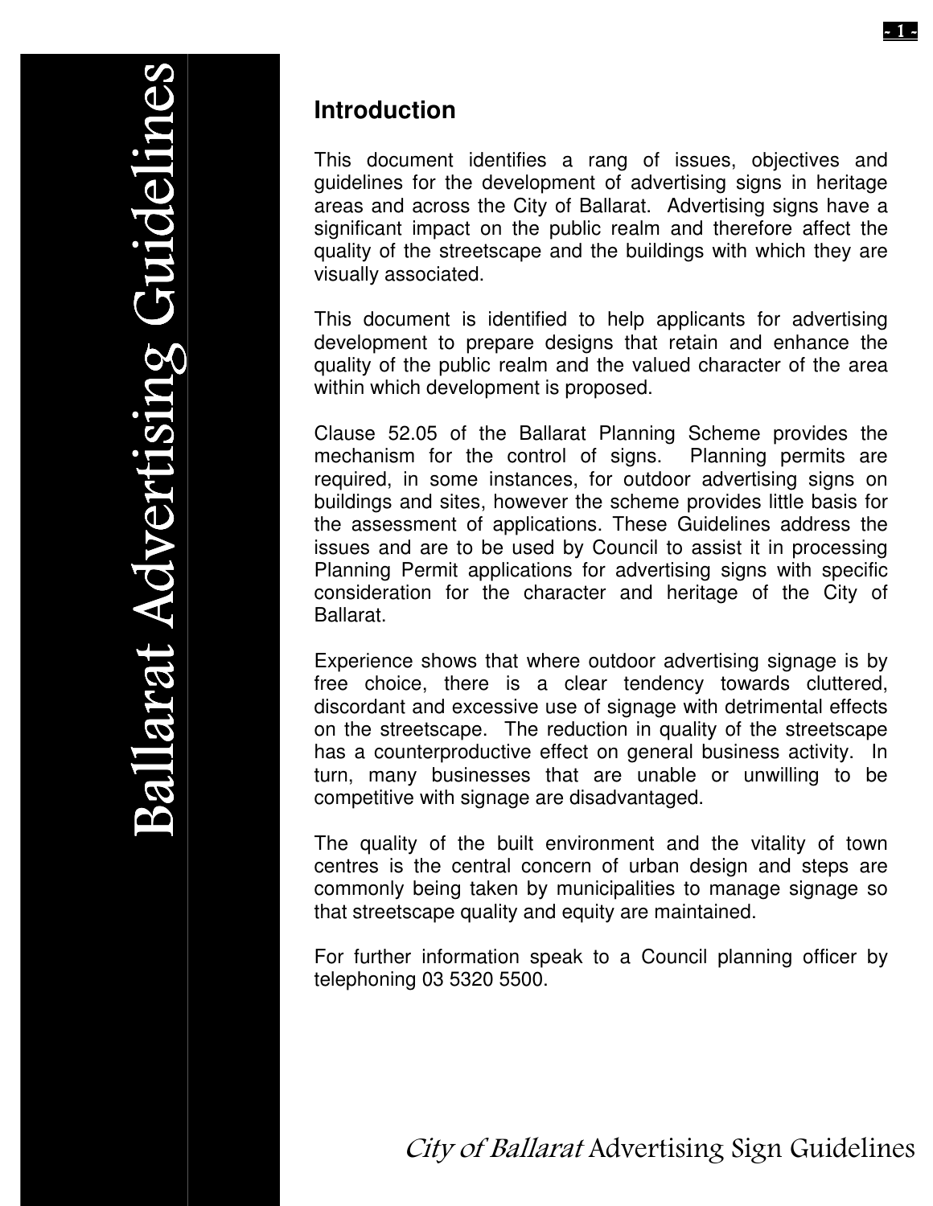## Introduction

This document identifies a rang of issues, objectives and guidelines for the development of advertising signs in heritage areas and across the City of Ballarat. Advertising signs have a significant impact on the public realm and therefore affect the quality of the streetscape and the buildings with which they are visually associated.

This document is identified to help applicants for advertising development to prepare designs that retain and enhance the quality of the public realm and the valued character of the area within which development is proposed.

Clause 52.05 of the Ballarat Planning Scheme provides the mechanism for the control of signs. Planning permits are required, in some instances, for outdoor advertising signs on buildings and sites, however the scheme provides little basis for the assessment of applications. These Guidelines address the issues and are to be used by Council to assist it in processing Planning Permit applications for advertising signs with specific consideration for the character and heritage of the City of Ballarat.

Experience shows that where outdoor advertising signage is by free choice, there is a clear tendency towards cluttered, discordant and excessive use of signage with detrimental effects on the streetscape. The reduction in quality of the streetscape has a counterproductive effect on general business activity. In turn, many businesses that are unable or unwilling to be competitive with signage are disadvantaged.

The quality of the built environment and the vitality of town centres is the central concern of urban design and steps are commonly being taken by municipalities to manage signage so that streetscape quality and equity are maintained.

For further information speak to a Council planning officer by telephoning 03 5320 5500.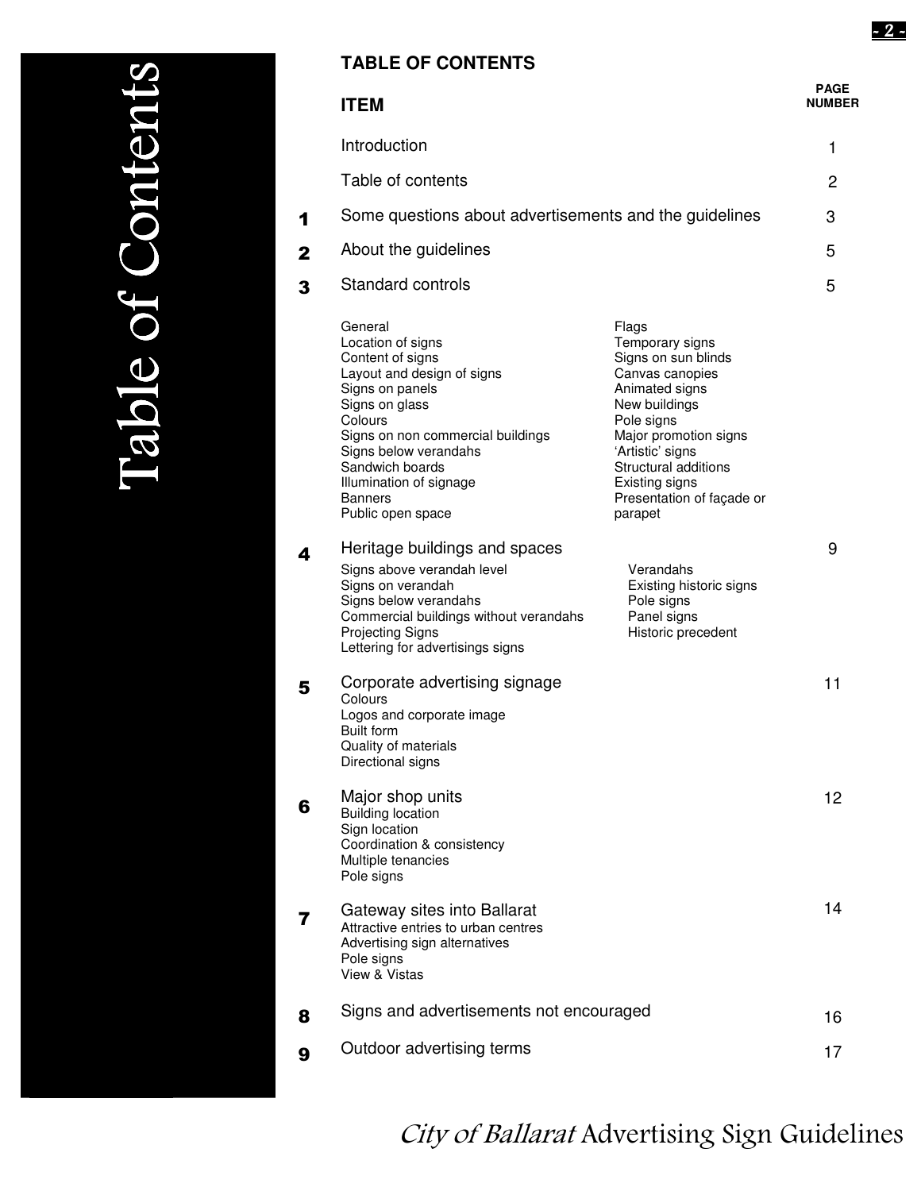# TABLE OF CONTENTS

| | ITEM | PAGE NUMBER |
|---|---|---|
| | Introduction | 1 |
| | Table of contents | 2 |
| 1 | Some questions about advertisements and the guidelines | 3 |
| 2 | About the guidelines | 5 |
| 3 | Standard controls | 5 |
| 4 | Heritage buildings and spaces | 9 |
| 5 | Corporate advertising signage | 11 |
| 6 | Major shop units | 12 |
| 7 | Gateway sites into Ballarat | 14 |
| 8 | Signs and advertisements not encouraged | 16 |
| 9 | Outdoor advertising terms | 17 |

**3 Standard controls**

- General
- Location of signs
- Content of signs
- Layout and design of signs
- Signs on panels
- Signs on glass
- Colours
- Signs on non commercial buildings
- Signs below verandahs
- Sandwich boards
- Illumination of signage
- Banners
- Public open space
- Flags
- Temporary signs
- Signs on sun blinds
- Canvas canopies
- Animated signs
- New buildings
- Pole signs
- Major promotion signs
- 'Artistic' signs
- Structural additions
- Existing signs
- Presentation of façade or parapet

**4 Heritage buildings and spaces**

- Signs above verandah level
- Signs on verandah
- Signs below verandahs
- Commercial buildings without verandahs
- Projecting Signs
- Lettering for advertisings signs
- Verandahs
- Existing historic signs
- Pole signs
- Panel signs
- Historic precedent

**5 Corporate advertising signage**

- Colours
- Logos and corporate image
- Built form
- Quality of materials
- Directional signs

**6 Major shop units**

- Building location
- Sign location
- Coordination & consistency
- Multiple tenancies
- Pole signs

**7 Gateway sites into Ballarat**

- Attractive entries to urban centres
- Advertising sign alternatives
- Pole signs
- View & Vistas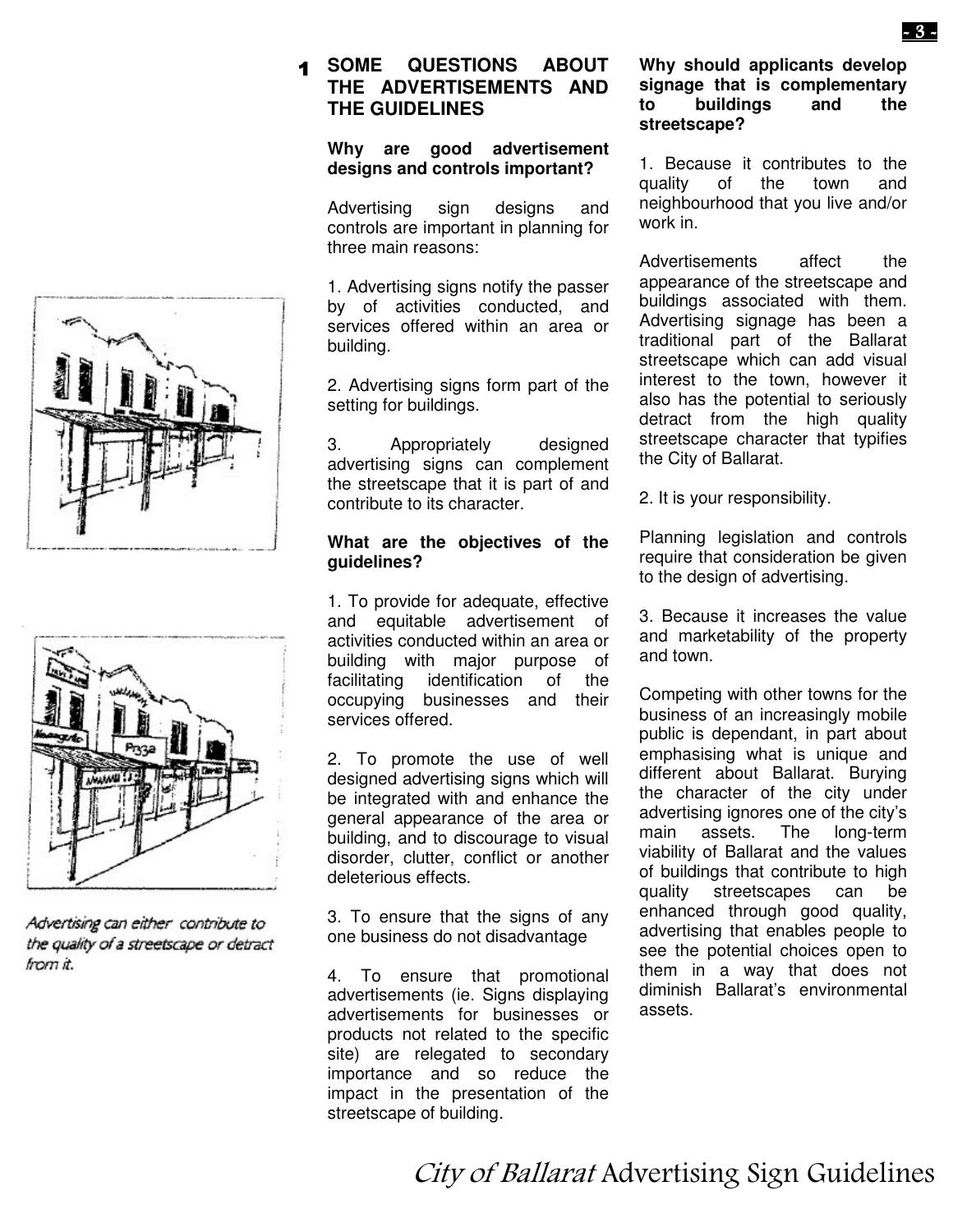# 1 SOME QUESTIONS ABOUT THE ADVERTISEMENTS AND THE GUIDELINES

**Why are good advertisement designs and controls important?**

Advertising sign designs and controls are important in planning for three main reasons:

1. Advertising signs notify the passer by of activities conducted, and services offered within an area or building.

2. Advertising signs form part of the setting for buildings.

3. Appropriately designed advertising signs can complement the streetscape that it is part of and contribute to its character.

**What are the objectives of the guidelines?**

1. To provide for adequate, effective and equitable advertisement of activities conducted within an area or building with major purpose of facilitating identification of the occupying businesses and their services offered.

2. To promote the use of well designed advertising signs which will be integrated with and enhance the general appearance of the area or building, and to discourage to visual disorder, clutter, conflict or another deleterious effects.

3. To ensure that the signs of any one business do not disadvantage

4. To ensure that promotional advertisements (ie. Signs displaying advertisements for businesses or products not related to the specific site) are relegated to secondary importance and so reduce the impact in the presentation of the streetscape of building.

**Why should applicants develop signage that is complementary to buildings and the streetscape?**

1. Because it contributes to the quality of the town and neighbourhood that you live and/or work in.

Advertisements affect the appearance of the streetscape and buildings associated with them. Advertising signage has been a traditional part of the Ballarat streetscape which can add visual interest to the town, however it also has the potential to seriously detract from the high quality streetscape character that typifies the City of Ballarat.

2. It is your responsibility.

Planning legislation and controls require that consideration be given to the design of advertising.

3. Because it increases the value and marketability of the property and town.

Competing with other towns for the business of an increasingly mobile public is dependant, in part about emphasising what is unique and different about Ballarat. Burying the character of the city under advertising ignores one of the city's main assets. The long-term viability of Ballarat and the values of buildings that contribute to high quality streetscapes can be enhanced through good quality, advertising that enables people to see the potential choices open to them in a way that does not diminish Ballarat's environmental assets.

*Advertising can either contribute to the quality of a streetscape or detract from it.*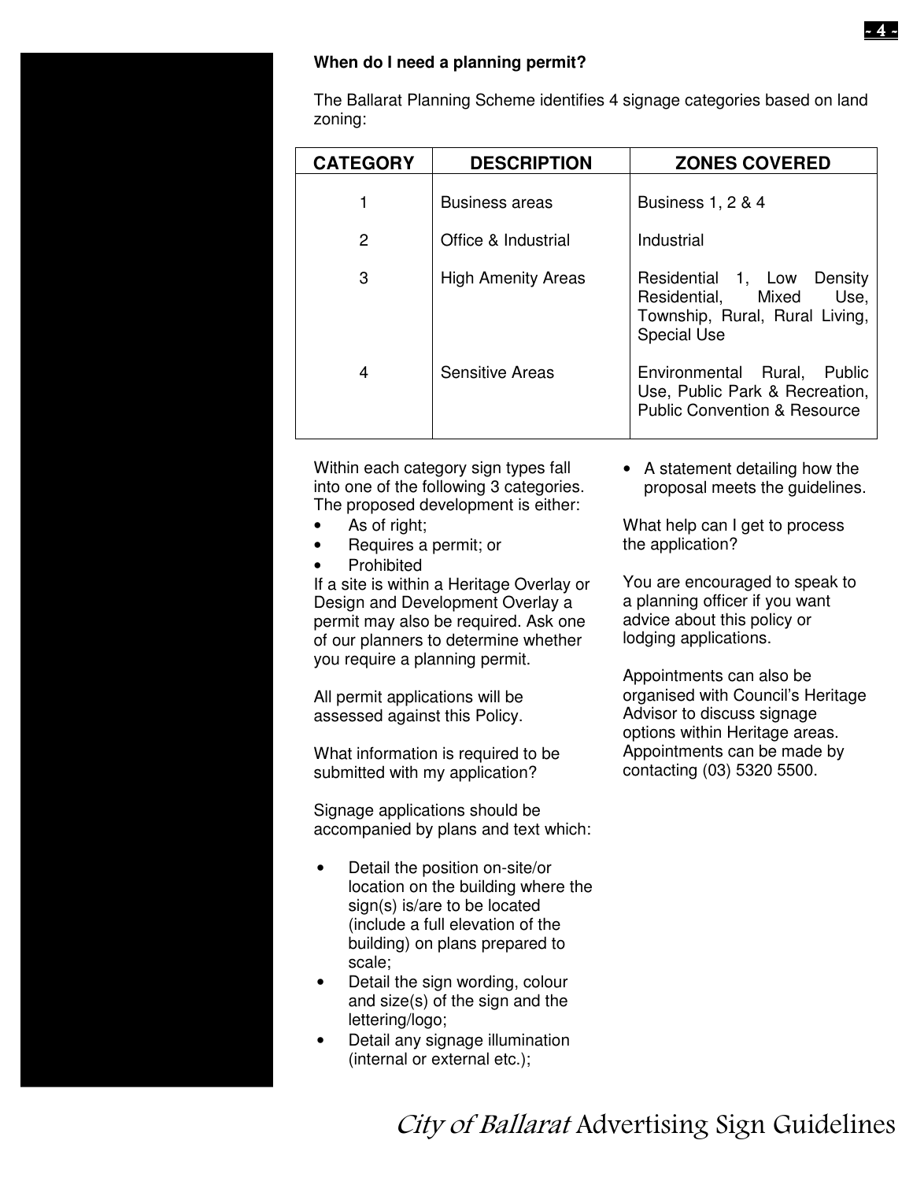**When do I need a planning permit?**

The Ballarat Planning Scheme identifies 4 signage categories based on land zoning:

| CATEGORY | DESCRIPTION | ZONES COVERED |
|---|---|---|
| 1 | Business areas | Business 1, 2 & 4 |
| 2 | Office & Industrial | Industrial |
| 3 | High Amenity Areas | Residential 1, Low Density Residential, Mixed Use, Township, Rural, Rural Living, Special Use |
| 4 | Sensitive Areas | Environmental Rural, Public Use, Public Park & Recreation, Public Convention & Resource |

Within each category sign types fall into one of the following 3 categories. The proposed development is either:

- As of right;
- Requires a permit; or
- Prohibited

If a site is within a Heritage Overlay or Design and Development Overlay a permit may also be required. Ask one of our planners to determine whether you require a planning permit.

All permit applications will be assessed against this Policy.

What information is required to be submitted with my application?

Signage applications should be accompanied by plans and text which:

- Detail the position on-site/or location on the building where the sign(s) is/are to be located (include a full elevation of the building) on plans prepared to scale;
- Detail the sign wording, colour and size(s) of the sign and the lettering/logo;
- Detail any signage illumination (internal or external etc.);
- A statement detailing how the proposal meets the guidelines.

What help can I get to process the application?

You are encouraged to speak to a planning officer if you want advice about this policy or lodging applications.

Appointments can also be organised with Council's Heritage Advisor to discuss signage options within Heritage areas. Appointments can be made by contacting (03) 5320 5500.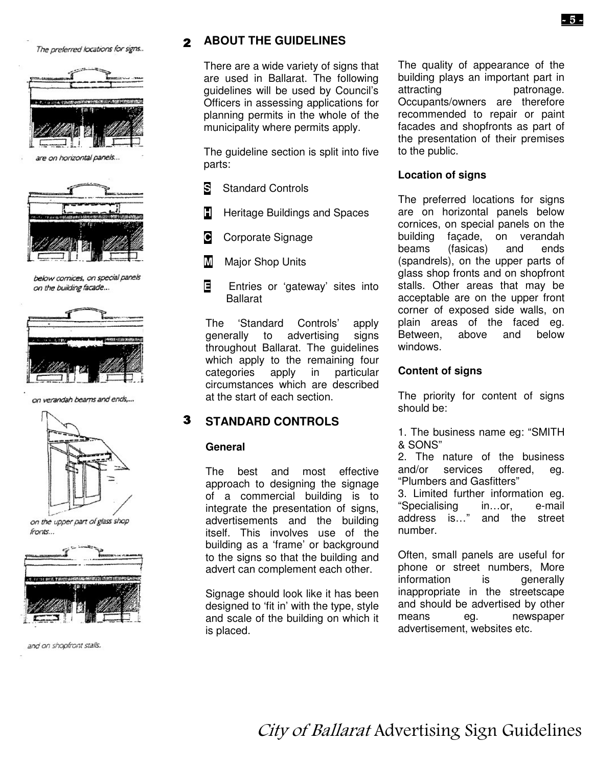The preferred locations for signs..

are on horizontal panels...

below cornices, on special panels on the building facade...

on verandah beams and ends,...

on the upper part of glass shop fronts...

and on shopfront stalls.

## 2 ABOUT THE GUIDELINES

There are a wide variety of signs that are used in Ballarat. The following guidelines will be used by Council's Officers in assessing applications for planning permits in the whole of the municipality where permits apply.

The guideline section is split into five parts:

- **S** Standard Controls
- **H** Heritage Buildings and Spaces
- **C** Corporate Signage
- **M** Major Shop Units
- **E** Entries or 'gateway' sites into Ballarat

The 'Standard Controls' apply generally to advertising signs throughout Ballarat. The guidelines which apply to the remaining four categories apply in particular circumstances which are described at the start of each section.

## 3 STANDARD CONTROLS

### General

The best and most effective approach to designing the signage of a commercial building is to integrate the presentation of signs, advertisements and the building itself. This involves use of the building as a 'frame' or background to the signs so that the building and advert can complement each other.

Signage should look like it has been designed to 'fit in' with the type, style and scale of the building on which it is placed.

The quality of appearance of the building plays an important part in attracting patronage. Occupants/owners are therefore recommended to repair or paint facades and shopfronts as part of the presentation of their premises to the public.

### Location of signs

The preferred locations for signs are on horizontal panels below cornices, on special panels on the building façade, on verandah beams (fasicas) and ends (spandrels), on the upper parts of glass shop fronts and on shopfront stalls. Other areas that may be acceptable are on the upper front corner of exposed side walls, on plain areas of the faced eg. Between, above and below windows.

### Content of signs

The priority for content of signs should be:

1. The business name eg: "SMITH & SONS"
2. The nature of the business and/or services offered, eg. "Plumbers and Gasfitters"
3. Limited further information eg. "Specialising in…or, e-mail address is…" and the street number.

Often, small panels are useful for phone or street numbers, More information is generally inappropriate in the streetscape and should be advertised by other means eg. newspaper advertisement, websites etc.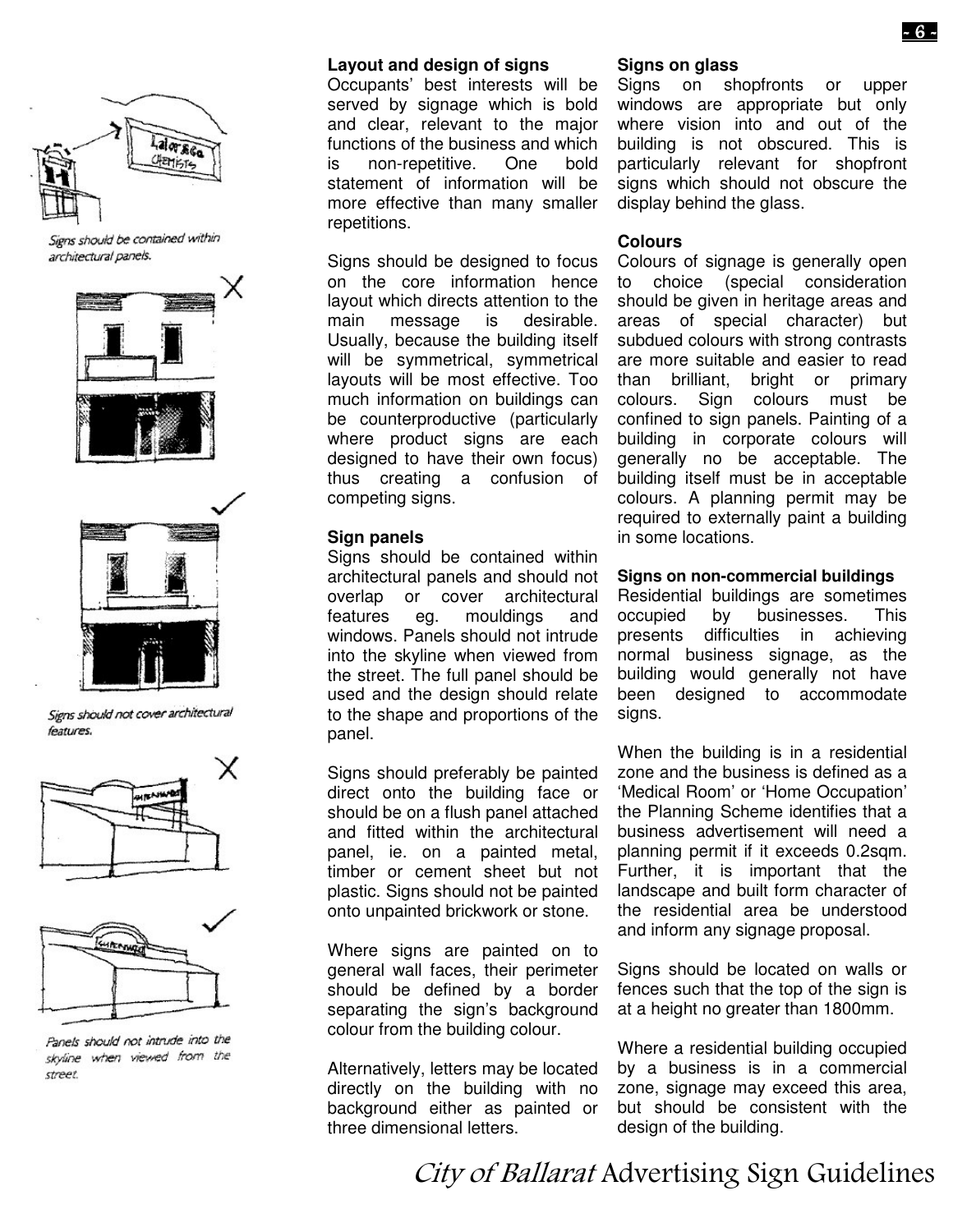Signs should be contained within architectural panels.

Signs should not cover architectural features.

Panels should not intrude into the skyline when viewed from the street.

### Layout and design of signs

Occupants' best interests will be served by signage which is bold and clear, relevant to the major functions of the business and which is non-repetitive. One bold statement of information will be more effective than many smaller repetitions.

Signs should be designed to focus on the core information hence layout which directs attention to the main message is desirable. Usually, because the building itself will be symmetrical, symmetrical layouts will be most effective. Too much information on buildings can be counterproductive (particularly where product signs are each designed to have their own focus) thus creating a confusion of competing signs.

### Sign panels

Signs should be contained within architectural panels and should not overlap or cover architectural features eg. mouldings and windows. Panels should not intrude into the skyline when viewed from the street. The full panel should be used and the design should relate to the shape and proportions of the panel.

Signs should preferably be painted direct onto the building face or should be on a flush panel attached and fitted within the architectural panel, ie. on a painted metal, timber or cement sheet but not plastic. Signs should not be painted onto unpainted brickwork or stone.

Where signs are painted on to general wall faces, their perimeter should be defined by a border separating the sign's background colour from the building colour.

Alternatively, letters may be located directly on the building with no background either as painted or three dimensional letters.

### Signs on glass

Signs on shopfronts or upper windows are appropriate but only where vision into and out of the building is not obscured. This is particularly relevant for shopfront signs which should not obscure the display behind the glass.

### Colours

Colours of signage is generally open to choice (special consideration should be given in heritage areas and areas of special character) but subdued colours with strong contrasts are more suitable and easier to read than brilliant, bright or primary colours. Sign colours must be confined to sign panels. Painting of a building in corporate colours will generally no be acceptable. The building itself must be in acceptable colours. A planning permit may be required to externally paint a building in some locations.

### Signs on non-commercial buildings

Residential buildings are sometimes occupied by businesses. This presents difficulties in achieving normal business signage, as the building would generally not have been designed to accommodate signs.

When the building is in a residential zone and the business is defined as a 'Medical Room' or 'Home Occupation' the Planning Scheme identifies that a business advertisement will need a planning permit if it exceeds 0.2sqm. Further, it is important that the landscape and built form character of the residential area be understood and inform any signage proposal.

Signs should be located on walls or fences such that the top of the sign is at a height no greater than 1800mm.

Where a residential building occupied by a business is in a commercial zone, signage may exceed this area, but should be consistent with the design of the building.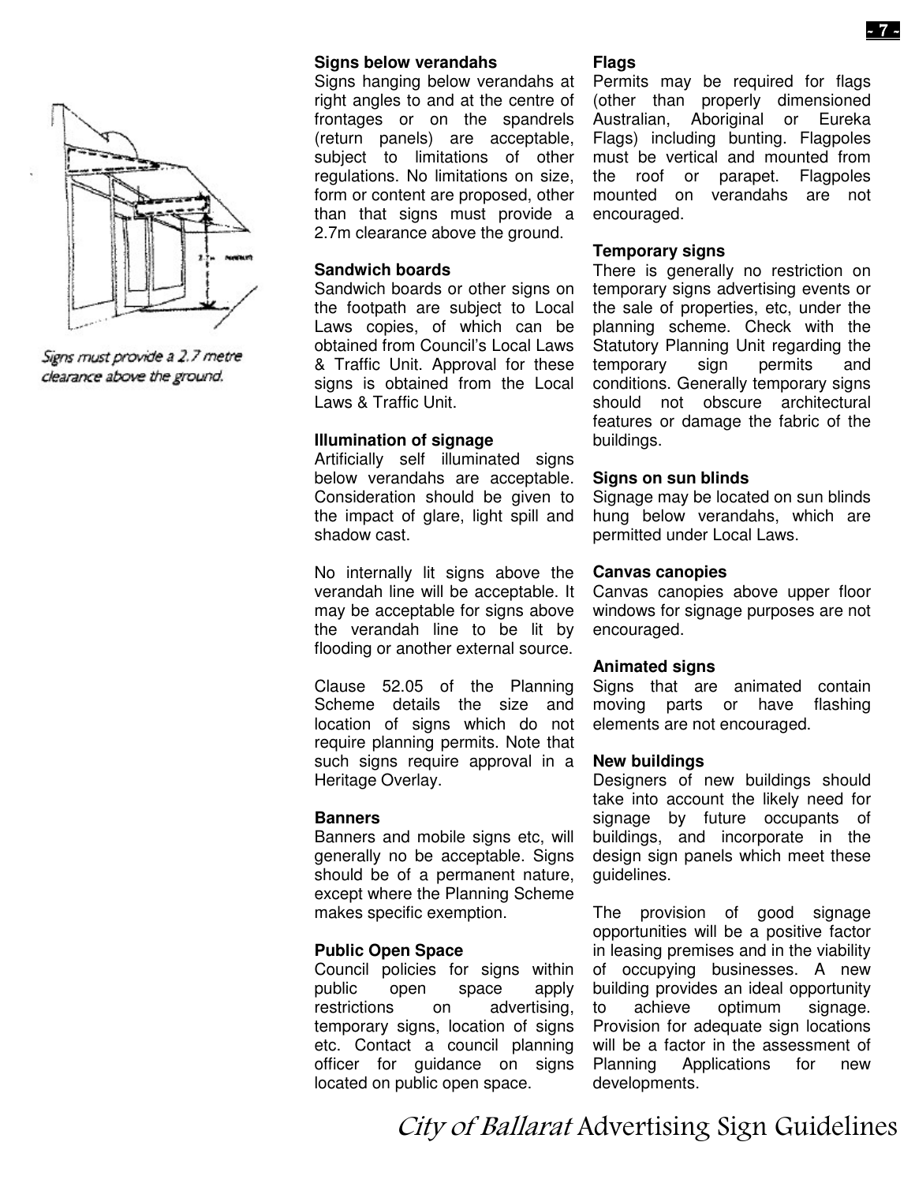### Signs below verandahs

Signs hanging below verandahs at right angles to and at the centre of frontages or on the spandrels (return panels) are acceptable, subject to limitations of other regulations. No limitations on size, form or content are proposed, other than that signs must provide a 2.7m clearance above the ground.

Signs must provide a 2.7 metre clearance above the ground.

### Sandwich boards

Sandwich boards or other signs on the footpath are subject to Local Laws copies, of which can be obtained from Council's Local Laws & Traffic Unit. Approval for these signs is obtained from the Local Laws & Traffic Unit.

### Illumination of signage

Artificially self illuminated signs below verandahs are acceptable. Consideration should be given to the impact of glare, light spill and shadow cast.

No internally lit signs above the verandah line will be acceptable. It may be acceptable for signs above the verandah line to be lit by flooding or another external source.

Clause 52.05 of the Planning Scheme details the size and location of signs which do not require planning permits. Note that such signs require approval in a Heritage Overlay.

### Banners

Banners and mobile signs etc, will generally no be acceptable. Signs should be of a permanent nature, except where the Planning Scheme makes specific exemption.

### Public Open Space

Council policies for signs within public open space apply restrictions on advertising, temporary signs, location of signs etc. Contact a council planning officer for guidance on signs located on public open space.

### Flags

Permits may be required for flags (other than properly dimensioned Australian, Aboriginal or Eureka Flags) including bunting. Flagpoles must be vertical and mounted from the roof or parapet. Flagpoles mounted on verandahs are not encouraged.

### Temporary signs

There is generally no restriction on temporary signs advertising events or the sale of properties, etc, under the planning scheme. Check with the Statutory Planning Unit regarding the temporary sign permits and conditions. Generally temporary signs should not obscure architectural features or damage the fabric of the buildings.

### Signs on sun blinds

Signage may be located on sun blinds hung below verandahs, which are permitted under Local Laws.

### Canvas canopies

Canvas canopies above upper floor windows for signage purposes are not encouraged.

### Animated signs

Signs that are animated contain moving parts or have flashing elements are not encouraged.

### New buildings

Designers of new buildings should take into account the likely need for signage by future occupants of buildings, and incorporate in the design sign panels which meet these guidelines.

The provision of good signage opportunities will be a positive factor in leasing premises and in the viability of occupying businesses. A new building provides an ideal opportunity to achieve optimum signage. Provision for adequate sign locations will be a factor in the assessment of Planning Applications for new developments.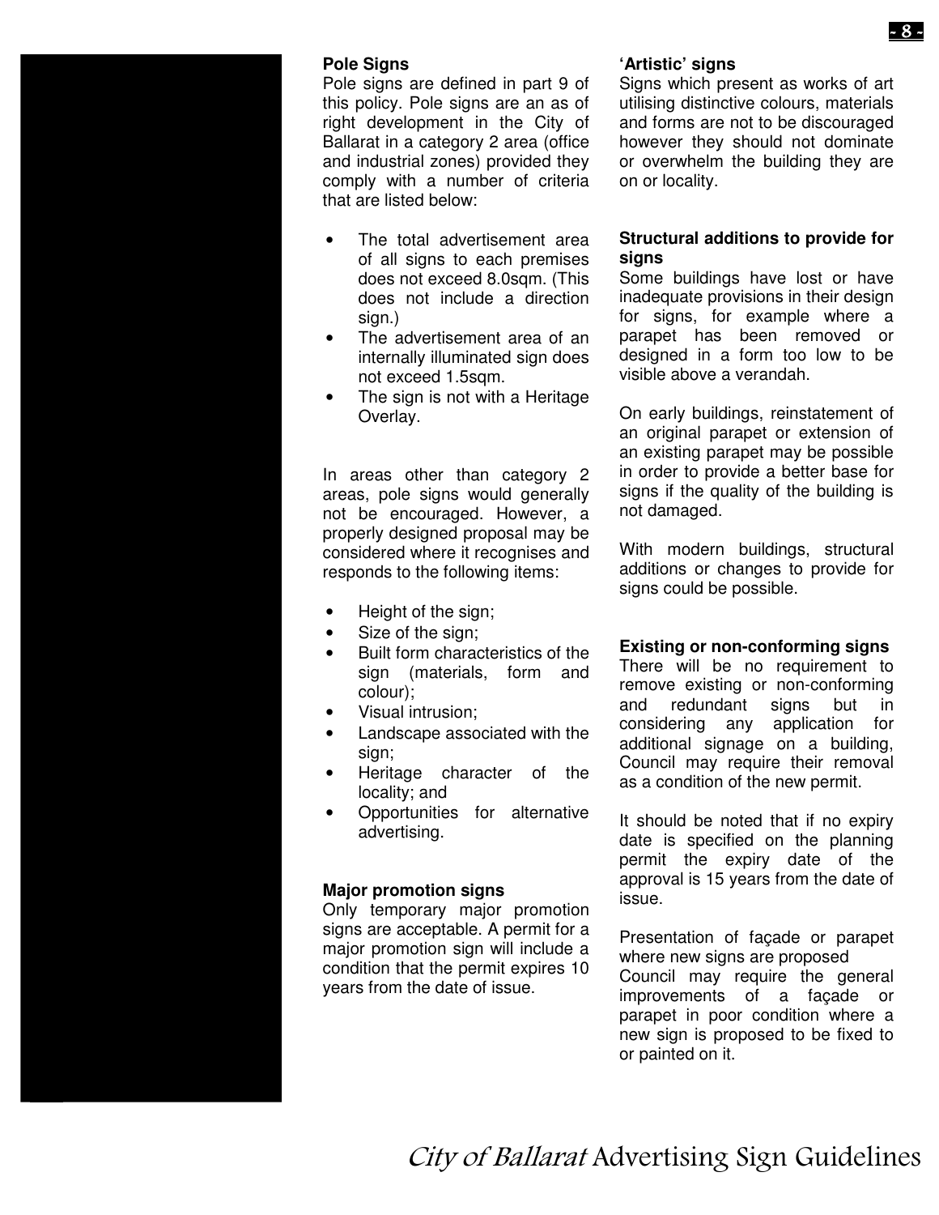### Pole Signs

Pole signs are defined in part 9 of this policy. Pole signs are an as of right development in the City of Ballarat in a category 2 area (office and industrial zones) provided they comply with a number of criteria that are listed below:

- The total advertisement area of all signs to each premises does not exceed 8.0sqm. (This does not include a direction sign.)
- The advertisement area of an internally illuminated sign does not exceed 1.5sqm.
- The sign is not with a Heritage Overlay.

In areas other than category 2 areas, pole signs would generally not be encouraged. However, a properly designed proposal may be considered where it recognises and responds to the following items:

- Height of the sign;
- Size of the sign;
- Built form characteristics of the sign (materials, form and colour);
- Visual intrusion;
- Landscape associated with the sign;
- Heritage character of the locality; and
- Opportunities for alternative advertising.

### Major promotion signs

Only temporary major promotion signs are acceptable. A permit for a major promotion sign will include a condition that the permit expires 10 years from the date of issue.

### 'Artistic' signs

Signs which present as works of art utilising distinctive colours, materials and forms are not to be discouraged however they should not dominate or overwhelm the building they are on or locality.

### Structural additions to provide for signs

Some buildings have lost or have inadequate provisions in their design for signs, for example where a parapet has been removed or designed in a form too low to be visible above a verandah.

On early buildings, reinstatement of an original parapet or extension of an existing parapet may be possible in order to provide a better base for signs if the quality of the building is not damaged.

With modern buildings, structural additions or changes to provide for signs could be possible.

### Existing or non-conforming signs

There will be no requirement to remove existing or non-conforming and redundant signs but in considering any application for additional signage on a building, Council may require their removal as a condition of the new permit.

It should be noted that if no expiry date is specified on the planning permit the expiry date of the approval is 15 years from the date of issue.

Presentation of façade or parapet where new signs are proposed

Council may require the general improvements of a façade or parapet in poor condition where a new sign is proposed to be fixed to or painted on it.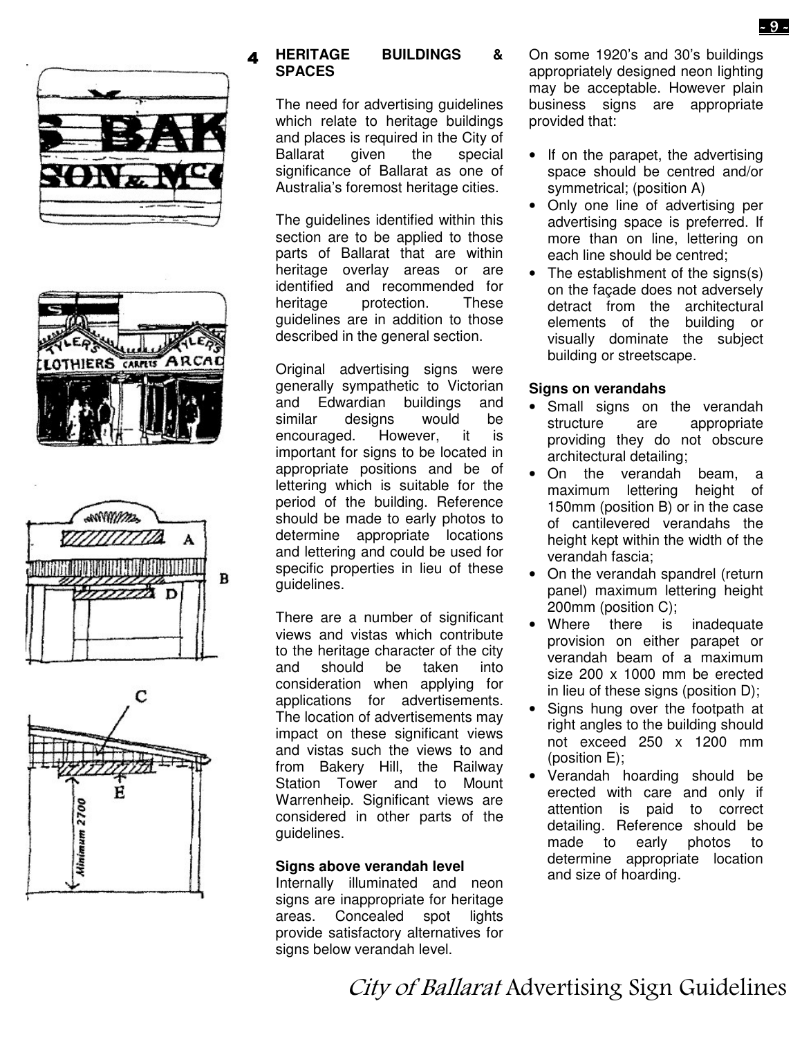## 4 HERITAGE BUILDINGS & SPACES

The need for advertising guidelines which relate to heritage buildings and places is required in the City of Ballarat given the special significance of Ballarat as one of Australia's foremost heritage cities.

The guidelines identified within this section are to be applied to those parts of Ballarat that are within heritage overlay areas or are identified and recommended for heritage protection. These guidelines are in addition to those described in the general section.

Original advertising signs were generally sympathetic to Victorian and Edwardian buildings and similar designs would be encouraged. However, it is important for signs to be located in appropriate positions and be of lettering which is suitable for the period of the building. Reference should be made to early photos to determine appropriate locations and lettering and could be used for specific properties in lieu of these guidelines.

There are a number of significant views and vistas which contribute to the heritage character of the city and should be taken into consideration when applying for applications for advertisements. The location of advertisements may impact on these significant views and vistas such the views to and from Bakery Hill, the Railway Station Tower and to Mount Warrenheip. Significant views are considered in other parts of the guidelines.

### Signs above verandah level

Internally illuminated and neon signs are inappropriate for heritage areas. Concealed spot lights provide satisfactory alternatives for signs below verandah level.

On some 1920's and 30's buildings appropriately designed neon lighting may be acceptable. However plain business signs are appropriate provided that:

- If on the parapet, the advertising space should be centred and/or symmetrical; (position A)
- Only one line of advertising per advertising space is preferred. If more than on line, lettering on each line should be centred;
- The establishment of the signs(s) on the façade does not adversely detract from the architectural elements of the building or visually dominate the subject building or streetscape.

### Signs on verandahs

- Small signs on the verandah structure are appropriate providing they do not obscure architectural detailing;
- On the verandah beam, a maximum lettering height of 150mm (position B) or in the case of cantilevered verandahs the height kept within the width of the verandah fascia;
- On the verandah spandrel (return panel) maximum lettering height 200mm (position C);
- Where there is inadequate provision on either parapet or verandah beam of a maximum size 200 x 1000 mm be erected in lieu of these signs (position D);
- Signs hung over the footpath at right angles to the building should not exceed 250 x 1200 mm (position E);
- Verandah hoarding should be erected with care and only if attention is paid to correct detailing. Reference should be made to early photos to determine appropriate location and size of hoarding.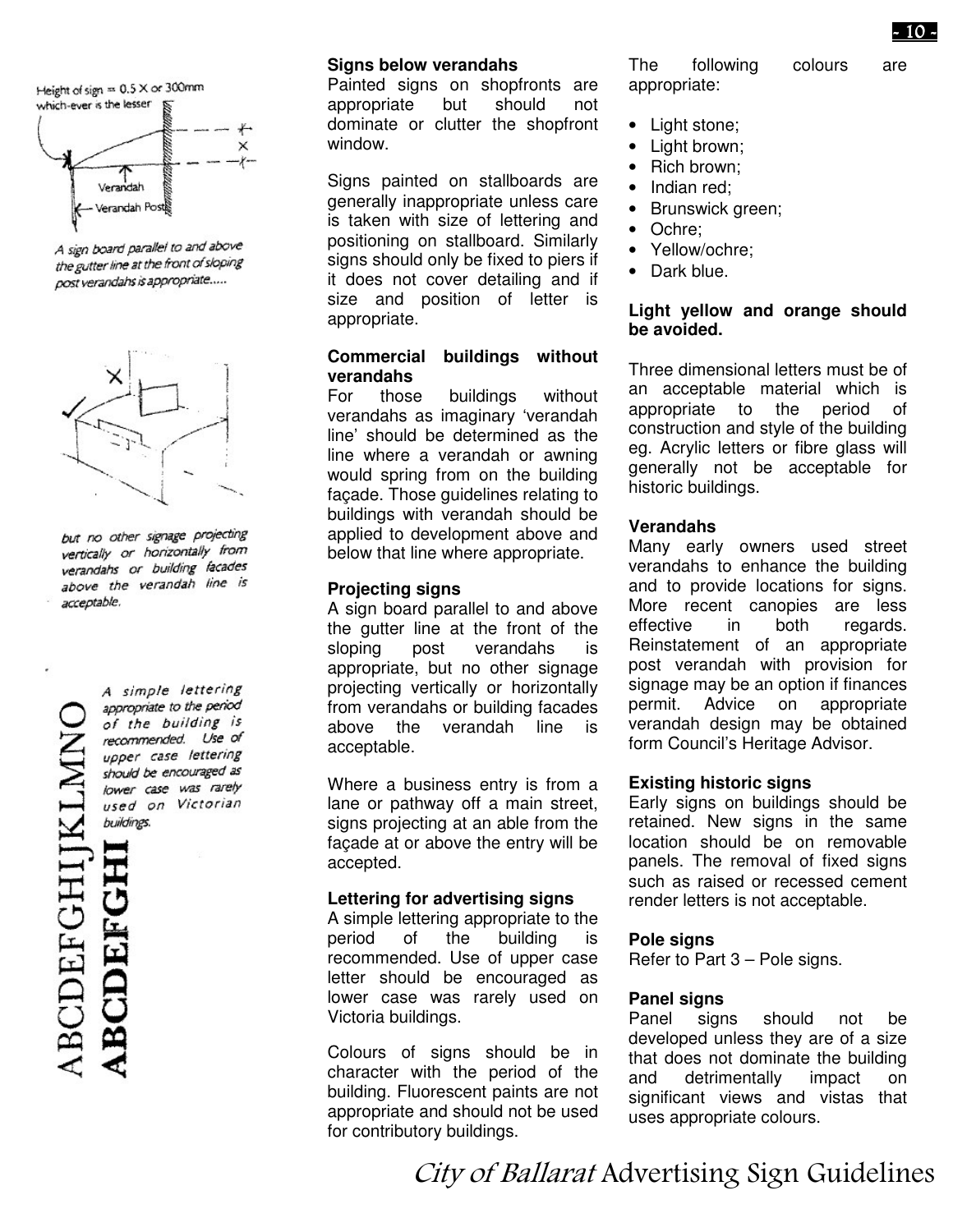Height of sign = 0.5 X or 300mm which-ever is the lesser

*A sign board parallel to and above the gutter line at the front of sloping post verandahs is appropriate.....*

*but no other signage projecting vertically or horizontally from verandahs or building facades above the verandah line is acceptable.*

*A simple lettering appropriate to the period of the building is recommended. Use of upper case lettering should be encouraged as lower case was rarely used on Victorian buildings.*

### Signs below verandahs

Painted signs on shopfronts are appropriate but should not dominate or clutter the shopfront window.

Signs painted on stallboards are generally inappropriate unless care is taken with size of lettering and positioning on stallboard. Similarly signs should only be fixed to piers if it does not cover detailing and if size and position of letter is appropriate.

### Commercial buildings without verandahs

For those buildings without verandahs as imaginary 'verandah line' should be determined as the line where a verandah or awning would spring from on the building façade. Those guidelines relating to buildings with verandah should be applied to development above and below that line where appropriate.

### Projecting signs

A sign board parallel to and above the gutter line at the front of the sloping post verandahs is appropriate, but no other signage projecting vertically or horizontally from verandahs or building facades above the verandah line is acceptable.

Where a business entry is from a lane or pathway off a main street, signs projecting at an able from the façade at or above the entry will be accepted.

### Lettering for advertising signs

A simple lettering appropriate to the period of the building is recommended. Use of upper case letter should be encouraged as lower case was rarely used on Victoria buildings.

Colours of signs should be in character with the period of the building. Fluorescent paints are not appropriate and should not be used for contributory buildings.

The following colours are appropriate:

- Light stone;
- Light brown;
- Rich brown;
- Indian red;
- Brunswick green;
- Ochre;
- Yellow/ochre;
- Dark blue.

**Light yellow and orange should be avoided.**

Three dimensional letters must be of an acceptable material which is appropriate to the period of construction and style of the building eg. Acrylic letters or fibre glass will generally not be acceptable for historic buildings.

### Verandahs

Many early owners used street verandahs to enhance the building and to provide locations for signs. More recent canopies are less effective in both regards. Reinstatement of an appropriate post verandah with provision for signage may be an option if finances permit. Advice on appropriate verandah design may be obtained form Council's Heritage Advisor.

### Existing historic signs

Early signs on buildings should be retained. New signs in the same location should be on removable panels. The removal of fixed signs such as raised or recessed cement render letters is not acceptable.

### Pole signs

Refer to Part 3 – Pole signs.

### Panel signs

Panel signs should not be developed unless they are of a size that does not dominate the building and detrimentally impact on significant views and vistas that uses appropriate colours.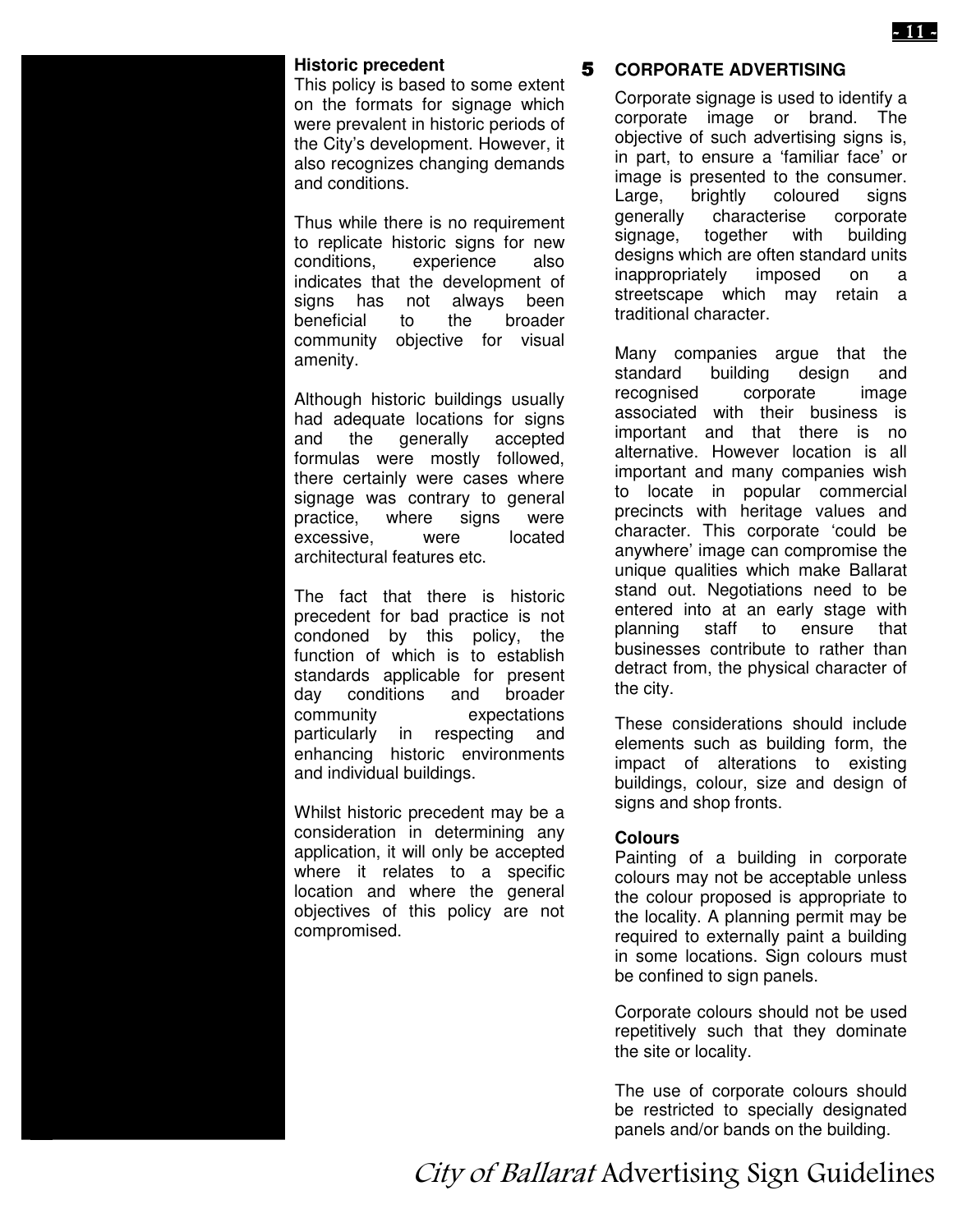**Historic precedent**

This policy is based to some extent on the formats for signage which were prevalent in historic periods of the City's development. However, it also recognizes changing demands and conditions.

Thus while there is no requirement to replicate historic signs for new conditions, experience also indicates that the development of signs has not always been beneficial to the broader community objective for visual amenity.

Although historic buildings usually had adequate locations for signs and the generally accepted formulas were mostly followed, there certainly were cases where signage was contrary to general practice, where signs were excessive, were located architectural features etc.

The fact that there is historic precedent for bad practice is not condoned by this policy, the function of which is to establish standards applicable for present day conditions and broader community expectations particularly in respecting and enhancing historic environments and individual buildings.

Whilst historic precedent may be a consideration in determining any application, it will only be accepted where it relates to a specific location and where the general objectives of this policy are not compromised.

## 5 CORPORATE ADVERTISING

Corporate signage is used to identify a corporate image or brand. The objective of such advertising signs is, in part, to ensure a 'familiar face' or image is presented to the consumer. Large, brightly coloured signs generally characterise corporate signage, together with building designs which are often standard units inappropriately imposed on a streetscape which may retain a traditional character.

Many companies argue that the standard building design and recognised corporate image associated with their business is important and that there is no alternative. However location is all important and many companies wish to locate in popular commercial precincts with heritage values and character. This corporate 'could be anywhere' image can compromise the unique qualities which make Ballarat stand out. Negotiations need to be entered into at an early stage with planning staff to ensure that businesses contribute to rather than detract from, the physical character of the city.

These considerations should include elements such as building form, the impact of alterations to existing buildings, colour, size and design of signs and shop fronts.

**Colours**

Painting of a building in corporate colours may not be acceptable unless the colour proposed is appropriate to the locality. A planning permit may be required to externally paint a building in some locations. Sign colours must be confined to sign panels.

Corporate colours should not be used repetitively such that they dominate the site or locality.

The use of corporate colours should be restricted to specially designated panels and/or bands on the building.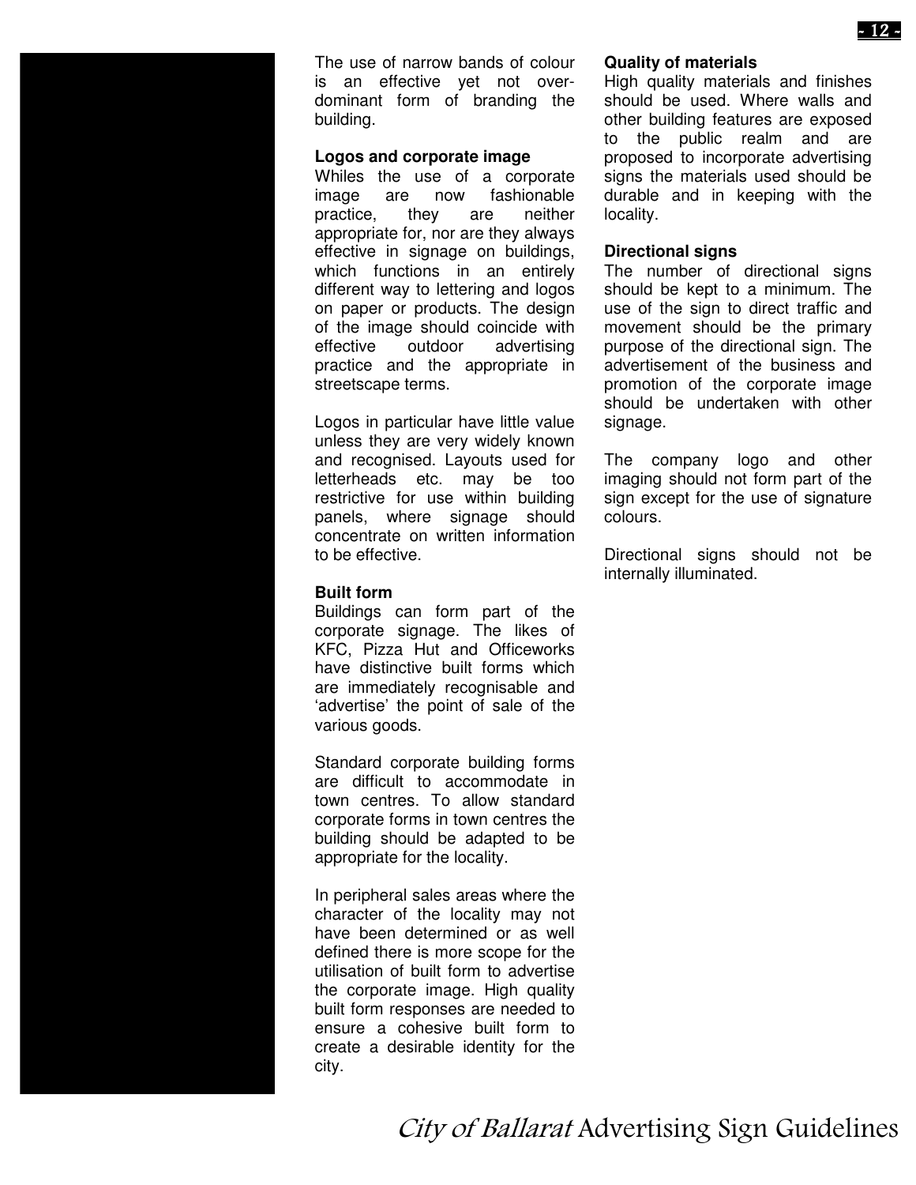The use of narrow bands of colour is an effective yet not over-dominant form of branding the building.

**Logos and corporate image**

Whiles the use of a corporate image are now fashionable practice, they are neither appropriate for, nor are they always effective in signage on buildings, which functions in an entirely different way to lettering and logos on paper or products. The design of the image should coincide with effective outdoor advertising practice and the appropriate in streetscape terms.

Logos in particular have little value unless they are very widely known and recognised. Layouts used for letterheads etc. may be too restrictive for use within building panels, where signage should concentrate on written information to be effective.

**Built form**

Buildings can form part of the corporate signage. The likes of KFC, Pizza Hut and Officeworks have distinctive built forms which are immediately recognisable and 'advertise' the point of sale of the various goods.

Standard corporate building forms are difficult to accommodate in town centres. To allow standard corporate forms in town centres the building should be adapted to be appropriate for the locality.

In peripheral sales areas where the character of the locality may not have been determined or as well defined there is more scope for the utilisation of built form to advertise the corporate image. High quality built form responses are needed to ensure a cohesive built form to create a desirable identity for the city.

**Quality of materials**

High quality materials and finishes should be used. Where walls and other building features are exposed to the public realm and are proposed to incorporate advertising signs the materials used should be durable and in keeping with the locality.

**Directional signs**

The number of directional signs should be kept to a minimum. The use of the sign to direct traffic and movement should be the primary purpose of the directional sign. The advertisement of the business and promotion of the corporate image should be undertaken with other signage.

The company logo and other imaging should not form part of the sign except for the use of signature colours.

Directional signs should not be internally illuminated.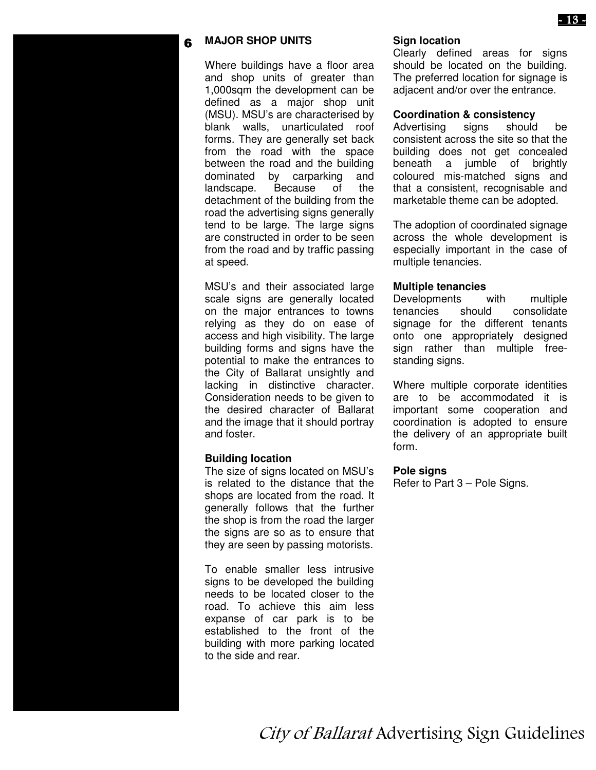## 6 MAJOR SHOP UNITS

Where buildings have a floor area and shop units of greater than 1,000sqm the development can be defined as a major shop unit (MSU). MSU's are characterised by blank walls, unarticulated roof forms. They are generally set back from the road with the space between the road and the building dominated by carparking and landscape. Because of the detachment of the building from the road the advertising signs generally tend to be large. The large signs are constructed in order to be seen from the road and by traffic passing at speed.

MSU's and their associated large scale signs are generally located on the major entrances to towns relying as they do on ease of access and high visibility. The large building forms and signs have the potential to make the entrances to the City of Ballarat unsightly and lacking in distinctive character. Consideration needs to be given to the desired character of Ballarat and the image that it should portray and foster.

**Building location**

The size of signs located on MSU's is related to the distance that the shops are located from the road. It generally follows that the further the shop is from the road the larger the signs are so as to ensure that they are seen by passing motorists.

To enable smaller less intrusive signs to be developed the building needs to be located closer to the road. To achieve this aim less expanse of car park is to be established to the front of the building with more parking located to the side and rear.

**Sign location**

Clearly defined areas for signs should be located on the building. The preferred location for signage is adjacent and/or over the entrance.

**Coordination & consistency**

Advertising signs should be consistent across the site so that the building does not get concealed beneath a jumble of brightly coloured mis-matched signs and that a consistent, recognisable and marketable theme can be adopted.

The adoption of coordinated signage across the whole development is especially important in the case of multiple tenancies.

**Multiple tenancies**

Developments with multiple tenancies should consolidate signage for the different tenants onto one appropriately designed sign rather than multiple free-standing signs.

Where multiple corporate identities are to be accommodated it is important some cooperation and coordination is adopted to ensure the delivery of an appropriate built form.

**Pole signs**

Refer to Part 3 – Pole Signs.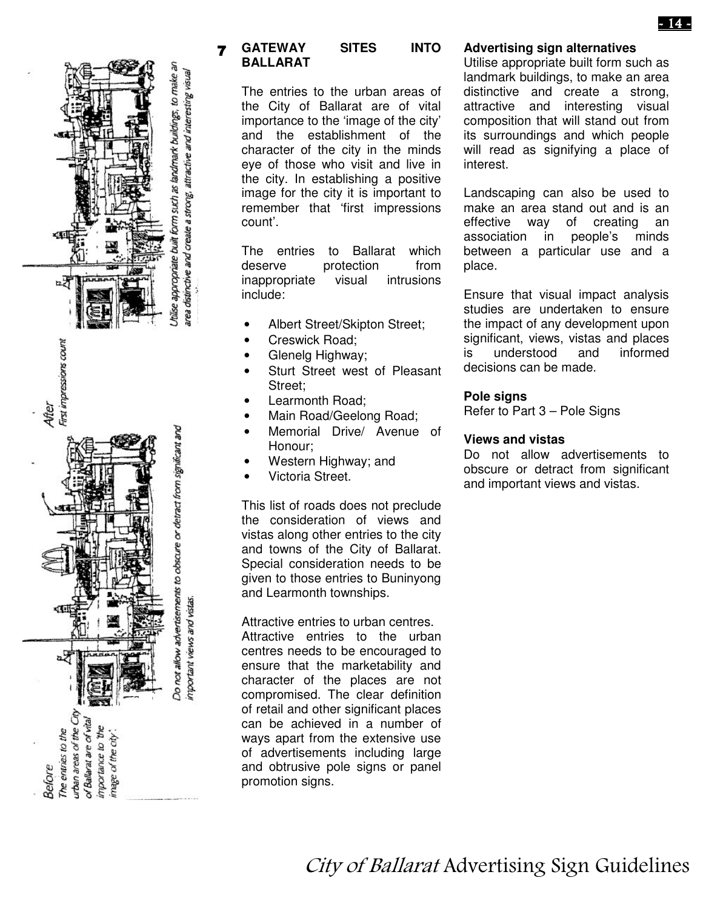Before
The entries to the urban areas of the City of Ballarat are of vital importance to the 'image of the city'.

Do not allow advertisements to obscure or detract from significant and important views and vistas.

After
First impressions count

Utilise appropriate built form such as landmark buildings, to make an area distinctive and create a strong, attractive and interesting visual

## 7 GATEWAY SITES INTO BALLARAT

The entries to the urban areas of the City of Ballarat are of vital importance to the 'image of the city' and the establishment of the character of the city in the minds eye of those who visit and live in the city. In establishing a positive image for the city it is important to remember that 'first impressions count'.

The entries to Ballarat which deserve protection from inappropriate visual intrusions include:

- Albert Street/Skipton Street;
- Creswick Road;
- Glenelg Highway;
- Sturt Street west of Pleasant Street;
- Learmonth Road;
- Main Road/Geelong Road;
- Memorial Drive/ Avenue of Honour;
- Western Highway; and
- Victoria Street.

This list of roads does not preclude the consideration of views and vistas along other entries to the city and towns of the City of Ballarat. Special consideration needs to be given to those entries to Buninyong and Learmonth townships.

Attractive entries to urban centres.
Attractive entries to the urban centres needs to be encouraged to ensure that the marketability and character of the places are not compromised. The clear definition of retail and other significant places can be achieved in a number of ways apart from the extensive use of advertisements including large and obtrusive pole signs or panel promotion signs.

**Advertising sign alternatives**
Utilise appropriate built form such as landmark buildings, to make an area distinctive and create a strong, attractive and interesting visual composition that will stand out from its surroundings and which people will read as signifying a place of interest.

Landscaping can also be used to make an area stand out and is an effective way of creating an association in people's minds between a particular use and a place.

Ensure that visual impact analysis studies are undertaken to ensure the impact of any development upon significant, views, vistas and places is understood and informed decisions can be made.

**Pole signs**
Refer to Part 3 – Pole Signs

**Views and vistas**
Do not allow advertisements to obscure or detract from significant and important views and vistas.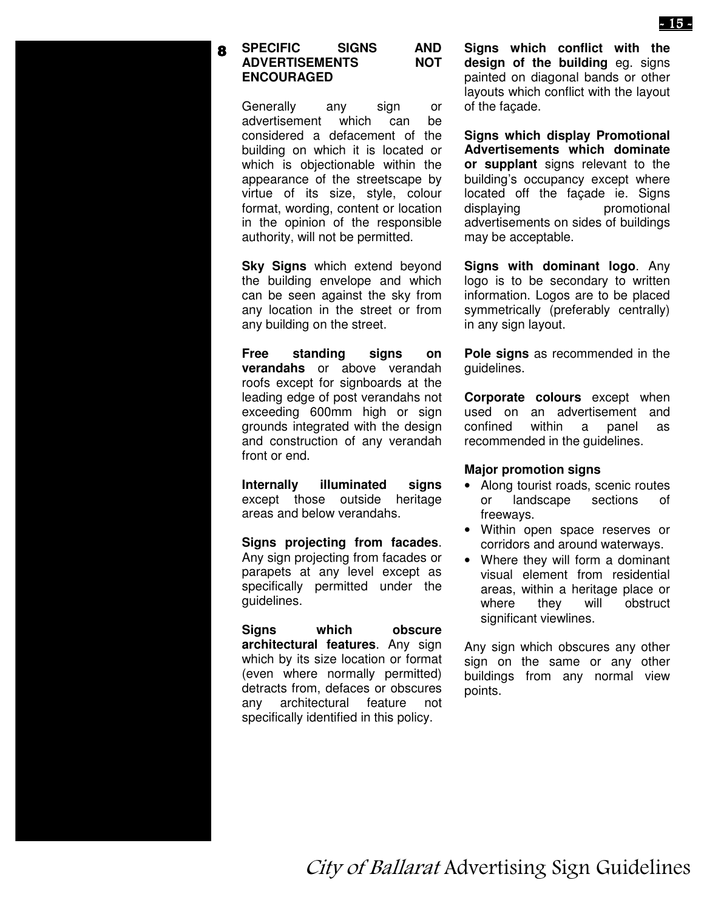## 8 SPECIFIC SIGNS AND ADVERTISEMENTS NOT ENCOURAGED

Generally any sign or advertisement which can be considered a defacement of the building on which it is located or which is objectionable within the appearance of the streetscape by virtue of its size, style, colour format, wording, content or location in the opinion of the responsible authority, will not be permitted.

**Sky Signs** which extend beyond the building envelope and which can be seen against the sky from any location in the street or from any building on the street.

**Free standing signs on verandahs** or above verandah roofs except for signboards at the leading edge of post verandahs not exceeding 600mm high or sign grounds integrated with the design and construction of any verandah front or end.

**Internally illuminated signs** except those outside heritage areas and below verandahs.

**Signs projecting from facades**. Any sign projecting from facades or parapets at any level except as specifically permitted under the guidelines.

**Signs which obscure architectural features**. Any sign which by its size location or format (even where normally permitted) detracts from, defaces or obscures any architectural feature not specifically identified in this policy.

**Signs which conflict with the design of the building** eg. signs painted on diagonal bands or other layouts which conflict with the layout of the façade.

**Signs which display Promotional Advertisements which dominate or supplant** signs relevant to the building's occupancy except where located off the façade ie. Signs displaying promotional advertisements on sides of buildings may be acceptable.

**Signs with dominant logo**. Any logo is to be secondary to written information. Logos are to be placed symmetrically (preferably centrally) in any sign layout.

**Pole signs** as recommended in the guidelines.

**Corporate colours** except when used on an advertisement and confined within a panel as recommended in the guidelines.

**Major promotion signs**

- Along tourist roads, scenic routes or landscape sections of freeways.
- Within open space reserves or corridors and around waterways.
- Where they will form a dominant visual element from residential areas, within a heritage place or where they will obstruct significant viewlines.

Any sign which obscures any other sign on the same or any other buildings from any normal view points.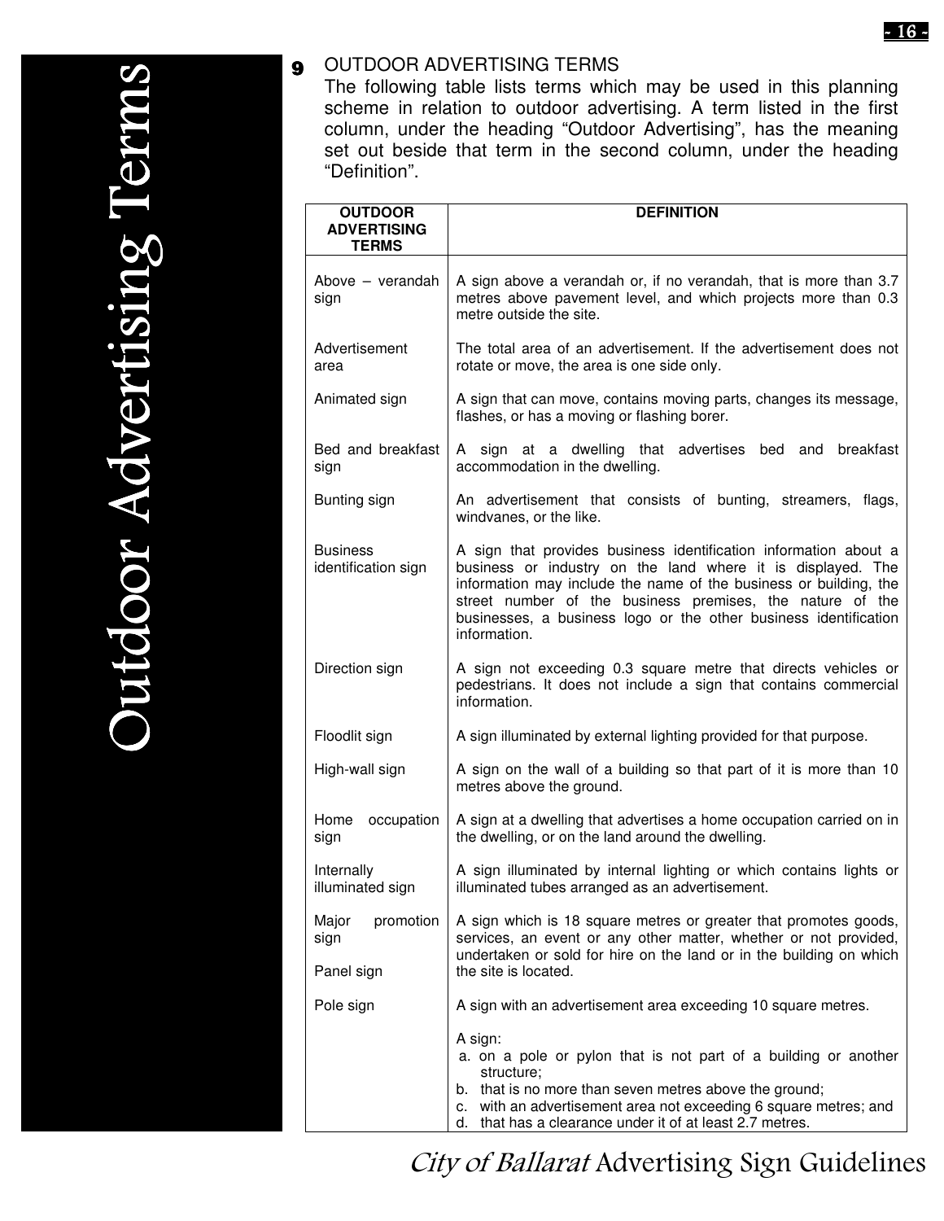## 9 OUTDOOR ADVERTISING TERMS

The following table lists terms which may be used in this planning scheme in relation to outdoor advertising. A term listed in the first column, under the heading "Outdoor Advertising", has the meaning set out beside that term in the second column, under the heading "Definition".

| OUTDOOR ADVERTISING TERMS | DEFINITION |
|---|---|
| Above – verandah sign | A sign above a verandah or, if no verandah, that is more than 3.7 metres above pavement level, and which projects more than 0.3 metre outside the site. |
| Advertisement area | The total area of an advertisement. If the advertisement does not rotate or move, the area is one side only. |
| Animated sign | A sign that can move, contains moving parts, changes its message, flashes, or has a moving or flashing borer. |
| Bed and breakfast sign | A sign at a dwelling that advertises bed and breakfast accommodation in the dwelling. |
| Bunting sign | An advertisement that consists of bunting, streamers, flags, windvanes, or the like. |
| Business identification sign | A sign that provides business identification information about a business or industry on the land where it is displayed. The information may include the name of the business or building, the street number of the business premises, the nature of the businesses, a business logo or the other business identification information. |
| Direction sign | A sign not exceeding 0.3 square metre that directs vehicles or pedestrians. It does not include a sign that contains commercial information. |
| Floodlit sign | A sign illuminated by external lighting provided for that purpose. |
| High-wall sign | A sign on the wall of a building so that part of it is more than 10 metres above the ground. |
| Home occupation sign | A sign at a dwelling that advertises a home occupation carried on in the dwelling, or on the land around the dwelling. |
| Internally illuminated sign | A sign illuminated by internal lighting or which contains lights or illuminated tubes arranged as an advertisement. |
| Major promotion sign | A sign which is 18 square metres or greater that promotes goods, services, an event or any other matter, whether or not provided, undertaken or sold for hire on the land or in the building on which the site is located. |
| Panel sign | A sign with an advertisement area exceeding 10 square metres. |
| Pole sign | A sign:<br>a. on a pole or pylon that is not part of a building or another structure;<br>b. that is no more than seven metres above the ground;<br>c. with an advertisement area not exceeding 6 square metres; and<br>d. that has a clearance under it of at least 2.7 metres. |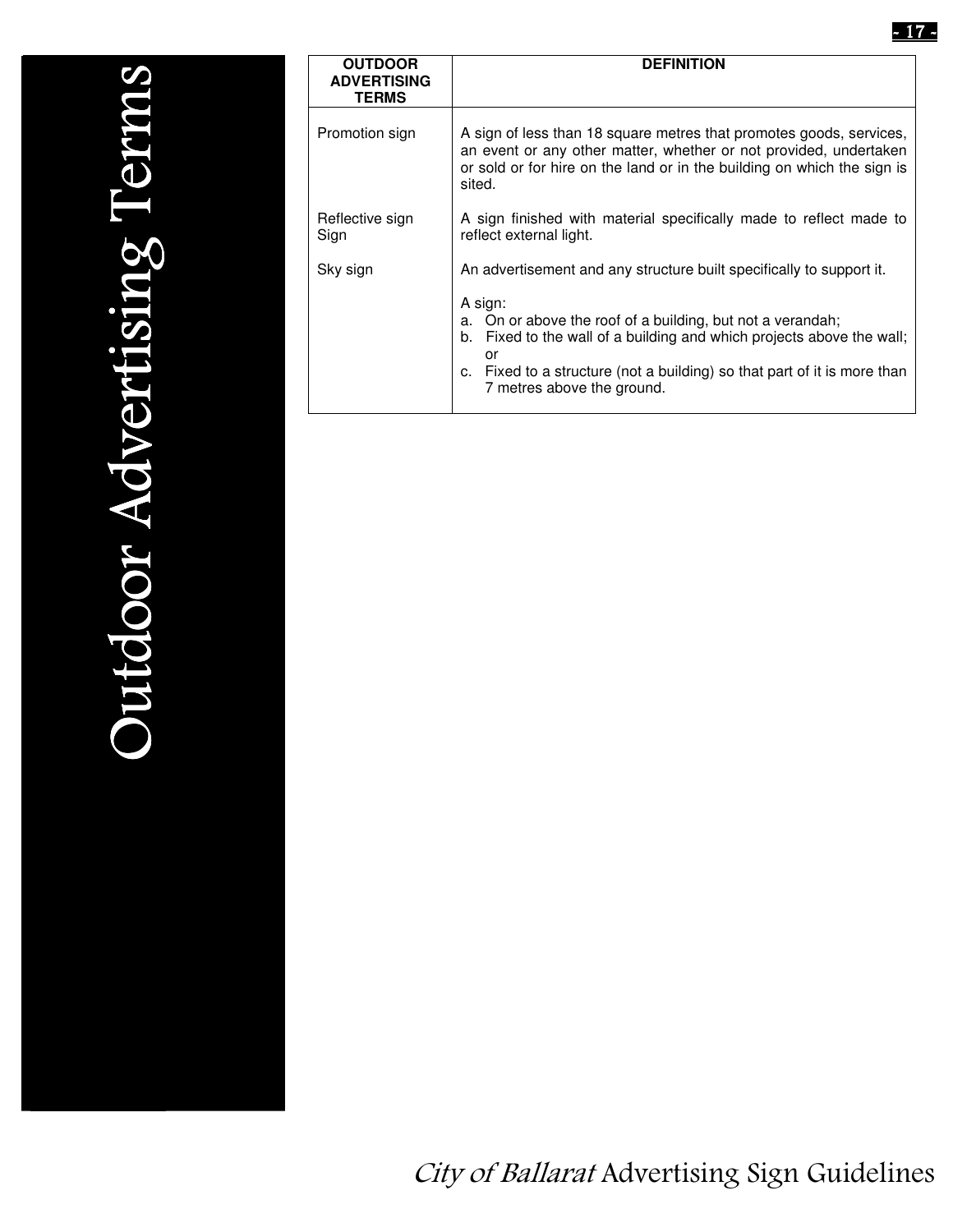# Outdoor Advertising Terms

| OUTDOOR ADVERTISING TERMS | DEFINITION |
| --- | --- |
| Promotion sign | A sign of less than 18 square metres that promotes goods, services, an event or any other matter, whether or not provided, undertaken or sold or for hire on the land or in the building on which the sign is sited. |
| Reflective sign Sign | A sign finished with material specifically made to reflect made to reflect external light. |
| Sky sign | An advertisement and any structure built specifically to support it.<br><br>A sign:<br>a. On or above the roof of a building, but not a verandah;<br>b. Fixed to the wall of a building and which projects above the wall; or<br>c. Fixed to a structure (not a building) so that part of it is more than 7 metres above the ground. |